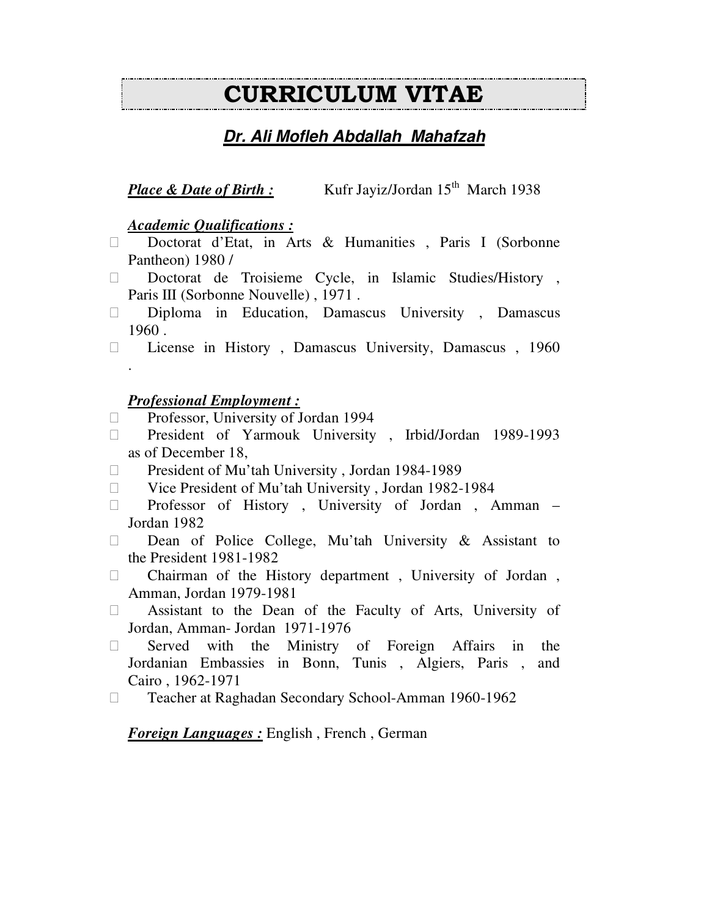# CURRICULUM VITAE

## ***Dr. Ali Mofleh Abdallah Mahafzah***

***Place & Date of Birth :*** Kufr Jayiz/Jordan 15th March 1938

***Academic Qualifications :***

- Doctorat d'Etat, in Arts & Humanities , Paris I (Sorbonne Pantheon) 1980 /
- Doctorat de Troisieme Cycle, in Islamic Studies/History , Paris III (Sorbonne Nouvelle) , 1971 .
- Diploma in Education, Damascus University , Damascus 1960 .
- License in History , Damascus University, Damascus , 1960 .

***Professional Employment :***

- Professor, University of Jordan 1994
- President of Yarmouk University , Irbid/Jordan 1989-1993 as of December 18,
- President of Mu'tah University , Jordan 1984-1989
- Vice President of Mu'tah University , Jordan 1982-1984
- Professor of History , University of Jordan , Amman – Jordan 1982
- Dean of Police College, Mu'tah University & Assistant to the President 1981-1982
- Chairman of the History department , University of Jordan , Amman, Jordan 1979-1981
- Assistant to the Dean of the Faculty of Arts, University of Jordan, Amman- Jordan 1971-1976
- Served with the Ministry of Foreign Affairs in the Jordanian Embassies in Bonn, Tunis , Algiers, Paris , and Cairo , 1962-1971
- Teacher at Raghadan Secondary School-Amman 1960-1962

***Foreign Languages :*** English , French , German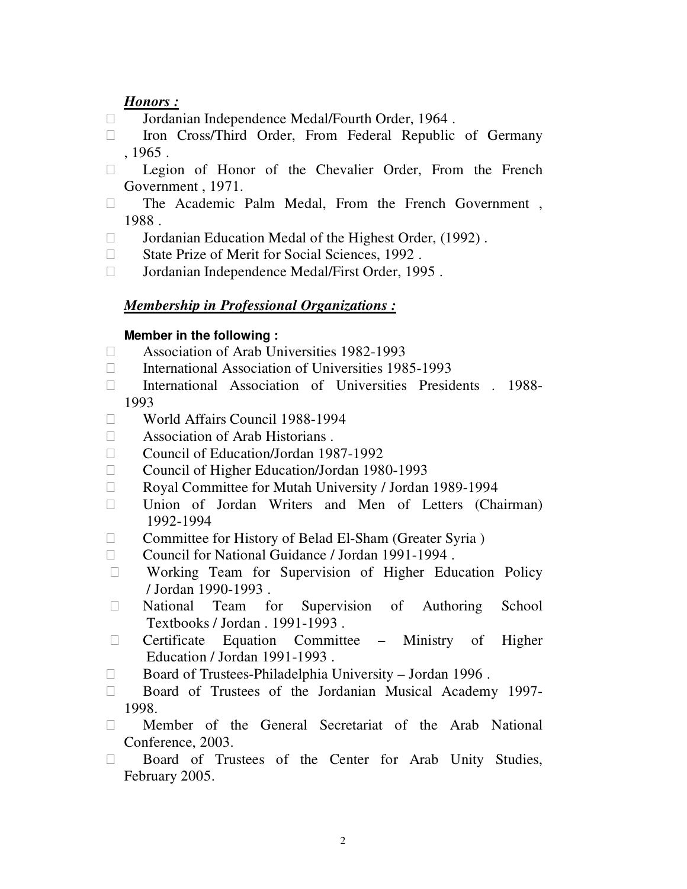***Honors :***

- Jordanian Independence Medal/Fourth Order, 1964 .
- Iron Cross/Third Order, From Federal Republic of Germany , 1965 .
- Legion of Honor of the Chevalier Order, From the French Government , 1971.
- The Academic Palm Medal, From the French Government , 1988 .
- Jordanian Education Medal of the Highest Order, (1992) .
- State Prize of Merit for Social Sciences, 1992 .
- Jordanian Independence Medal/First Order, 1995 .

***Membership in Professional Organizations :***

**Member in the following :**

- Association of Arab Universities 1982-1993
- International Association of Universities 1985-1993
- International Association of Universities Presidents . 1988-1993
- World Affairs Council 1988-1994
- Association of Arab Historians .
- Council of Education/Jordan 1987-1992
- Council of Higher Education/Jordan 1980-1993
- Royal Committee for Mutah University / Jordan 1989-1994
- Union of Jordan Writers and Men of Letters (Chairman) 1992-1994
- Committee for History of Belad El-Sham (Greater Syria )
- Council for National Guidance / Jordan 1991-1994 .
- Working Team for Supervision of Higher Education Policy / Jordan 1990-1993 .
- National Team for Supervision of Authoring School Textbooks / Jordan . 1991-1993 .
- Certificate Equation Committee – Ministry of Higher Education / Jordan 1991-1993 .
- Board of Trustees-Philadelphia University – Jordan 1996 .
- Board of Trustees of the Jordanian Musical Academy 1997-1998.
- Member of the General Secretariat of the Arab National Conference, 2003.
- Board of Trustees of the Center for Arab Unity Studies, February 2005.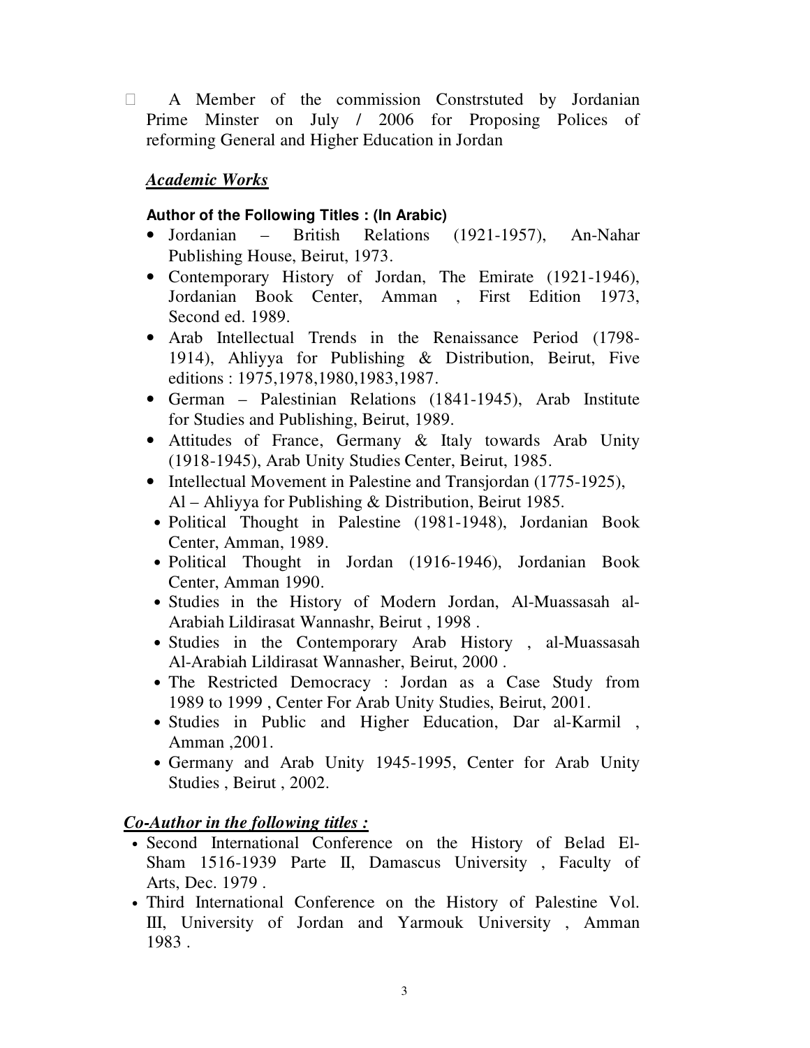- A Member of the commission Constrstuted by Jordanian Prime Minster on July / 2006 for Proposing Polices of reforming General and Higher Education in Jordan

## *Academic Works*

**Author of the Following Titles : (In Arabic)**

- Jordanian – British Relations (1921-1957), An-Nahar Publishing House, Beirut, 1973.
- Contemporary History of Jordan, The Emirate (1921-1946), Jordanian Book Center, Amman , First Edition 1973, Second ed. 1989.
- Arab Intellectual Trends in the Renaissance Period (1798-1914), Ahliyya for Publishing & Distribution, Beirut, Five editions : 1975,1978,1980,1983,1987.
- German – Palestinian Relations (1841-1945), Arab Institute for Studies and Publishing, Beirut, 1989.
- Attitudes of France, Germany & Italy towards Arab Unity (1918-1945), Arab Unity Studies Center, Beirut, 1985.
- Intellectual Movement in Palestine and Transjordan (1775-1925), Al – Ahliyya for Publishing & Distribution, Beirut 1985.
- Political Thought in Palestine (1981-1948), Jordanian Book Center, Amman, 1989.
- Political Thought in Jordan (1916-1946), Jordanian Book Center, Amman 1990.
- Studies in the History of Modern Jordan, Al-Muassasah al-Arabiah Lildirasat Wannashr, Beirut , 1998 .
- Studies in the Contemporary Arab History , al-Muassasah Al-Arabiah Lildirasat Wannasher, Beirut, 2000 .
- The Restricted Democracy : Jordan as a Case Study from 1989 to 1999 , Center For Arab Unity Studies, Beirut, 2001.
- Studies in Public and Higher Education, Dar al-Karmil , Amman ,2001.
- Germany and Arab Unity 1945-1995, Center for Arab Unity Studies , Beirut , 2002.

## *Co-Author in the following titles :*

- Second International Conference on the History of Belad El-Sham 1516-1939 Parte II, Damascus University , Faculty of Arts, Dec. 1979 .
- Third International Conference on the History of Palestine Vol. III, University of Jordan and Yarmouk University , Amman 1983 .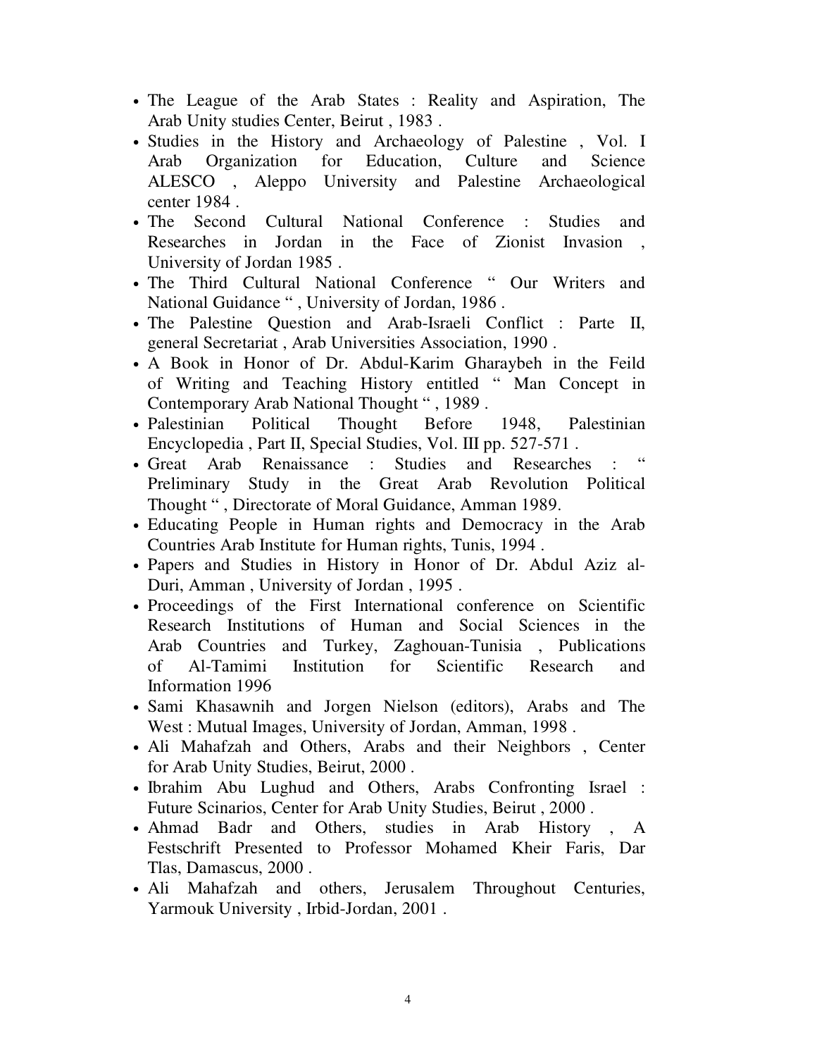- The League of the Arab States : Reality and Aspiration, The Arab Unity studies Center, Beirut , 1983 .
- Studies in the History and Archaeology of Palestine , Vol. I Arab Organization for Education, Culture and Science ALESCO , Aleppo University and Palestine Archaeological center 1984 .
- The Second Cultural National Conference : Studies and Researches in Jordan in the Face of Zionist Invasion , University of Jordan 1985 .
- The Third Cultural National Conference " Our Writers and National Guidance " , University of Jordan, 1986 .
- The Palestine Question and Arab-Israeli Conflict : Parte II, general Secretariat , Arab Universities Association, 1990 .
- A Book in Honor of Dr. Abdul-Karim Gharaybeh in the Feild of Writing and Teaching History entitled " Man Concept in Contemporary Arab National Thought " , 1989 .
- Palestinian Political Thought Before 1948, Palestinian Encyclopedia , Part II, Special Studies, Vol. III pp. 527-571 .
- Great Arab Renaissance : Studies and Researches : " Preliminary Study in the Great Arab Revolution Political Thought " , Directorate of Moral Guidance, Amman 1989.
- Educating People in Human rights and Democracy in the Arab Countries Arab Institute for Human rights, Tunis, 1994 .
- Papers and Studies in History in Honor of Dr. Abdul Aziz al-Duri, Amman , University of Jordan , 1995 .
- Proceedings of the First International conference on Scientific Research Institutions of Human and Social Sciences in the Arab Countries and Turkey, Zaghouan-Tunisia , Publications of Al-Tamimi Institution for Scientific Research and Information 1996
- Sami Khasawnih and Jorgen Nielson (editors), Arabs and The West : Mutual Images, University of Jordan, Amman, 1998 .
- Ali Mahafzah and Others, Arabs and their Neighbors , Center for Arab Unity Studies, Beirut, 2000 .
- Ibrahim Abu Lughud and Others, Arabs Confronting Israel : Future Scinarios, Center for Arab Unity Studies, Beirut , 2000 .
- Ahmad Badr and Others, studies in Arab History , A Festschrift Presented to Professor Mohamed Kheir Faris, Dar Tlas, Damascus, 2000 .
- Ali Mahafzah and others, Jerusalem Throughout Centuries, Yarmouk University , Irbid-Jordan, 2001 .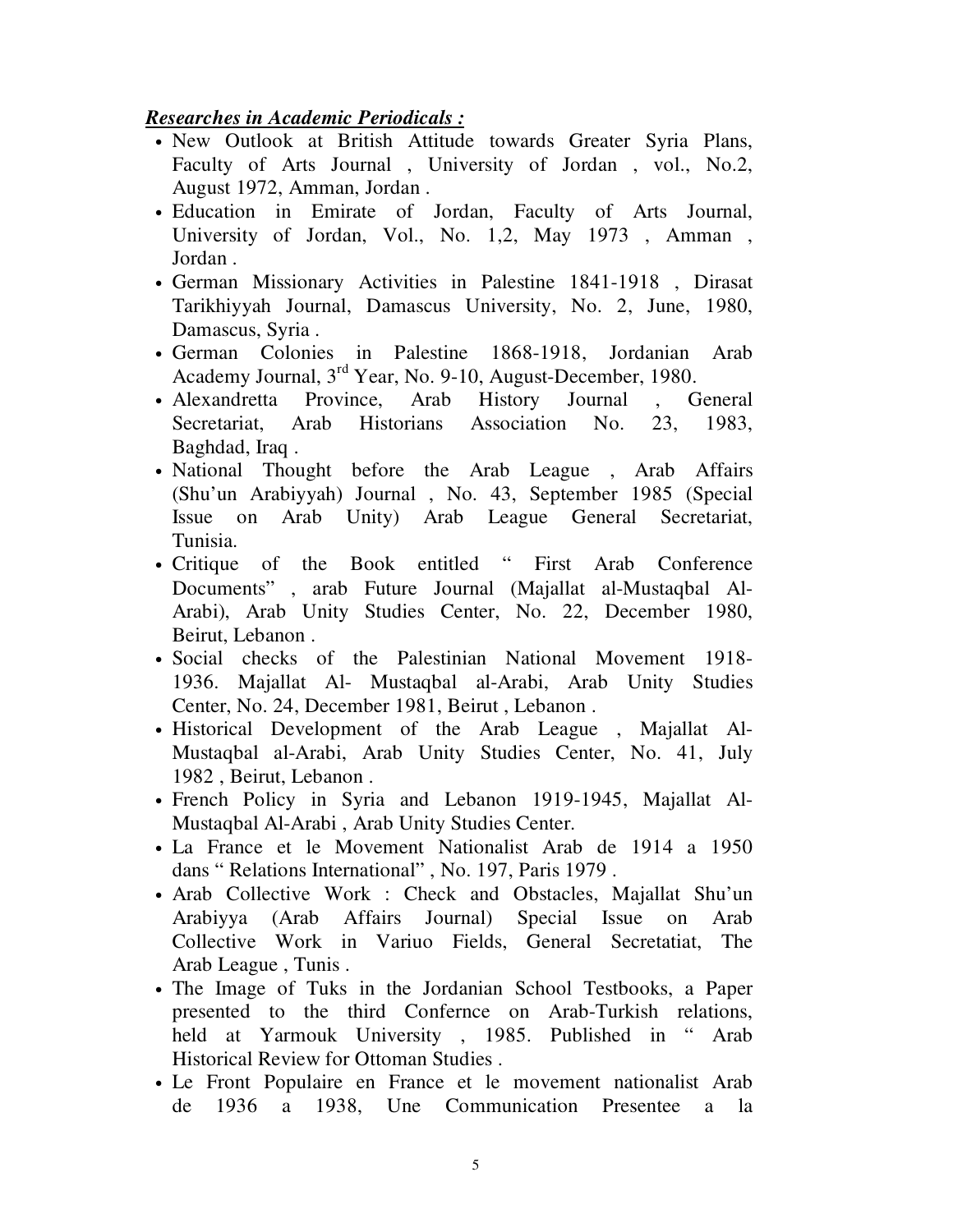***Researches in Academic Periodicals :***

- New Outlook at British Attitude towards Greater Syria Plans, Faculty of Arts Journal , University of Jordan , vol., No.2, August 1972, Amman, Jordan .
- Education in Emirate of Jordan, Faculty of Arts Journal, University of Jordan, Vol., No. 1,2, May 1973 , Amman , Jordan .
- German Missionary Activities in Palestine 1841-1918 , Dirasat Tarikhiyyah Journal, Damascus University, No. 2, June, 1980, Damascus, Syria .
- German Colonies in Palestine 1868-1918, Jordanian Arab Academy Journal, 3rd Year, No. 9-10, August-December, 1980.
- Alexandretta Province, Arab History Journal , General Secretariat, Arab Historians Association No. 23, 1983, Baghdad, Iraq .
- National Thought before the Arab League , Arab Affairs (Shu'un Arabiyyah) Journal , No. 43, September 1985 (Special Issue on Arab Unity) Arab League General Secretariat, Tunisia.
- Critique of the Book entitled " First Arab Conference Documents" , arab Future Journal (Majallat al-Mustaqbal Al-Arabi), Arab Unity Studies Center, No. 22, December 1980, Beirut, Lebanon .
- Social checks of the Palestinian National Movement 1918-1936. Majallat Al- Mustaqbal al-Arabi, Arab Unity Studies Center, No. 24, December 1981, Beirut , Lebanon .
- Historical Development of the Arab League , Majallat Al-Mustaqbal al-Arabi, Arab Unity Studies Center, No. 41, July 1982 , Beirut, Lebanon .
- French Policy in Syria and Lebanon 1919-1945, Majallat Al-Mustaqbal Al-Arabi , Arab Unity Studies Center.
- La France et le Movement Nationalist Arab de 1914 a 1950 dans " Relations International" , No. 197, Paris 1979 .
- Arab Collective Work : Check and Obstacles, Majallat Shu'un Arabiyya (Arab Affairs Journal) Special Issue on Arab Collective Work in Variuo Fields, General Secretatiat, The Arab League , Tunis .
- The Image of Tuks in the Jordanian School Testbooks, a Paper presented to the third Confernce on Arab-Turkish relations, held at Yarmouk University , 1985. Published in " Arab Historical Review for Ottoman Studies .
- Le Front Populaire en France et le movement nationalist Arab de 1936 a 1938, Une Communication Presentee a la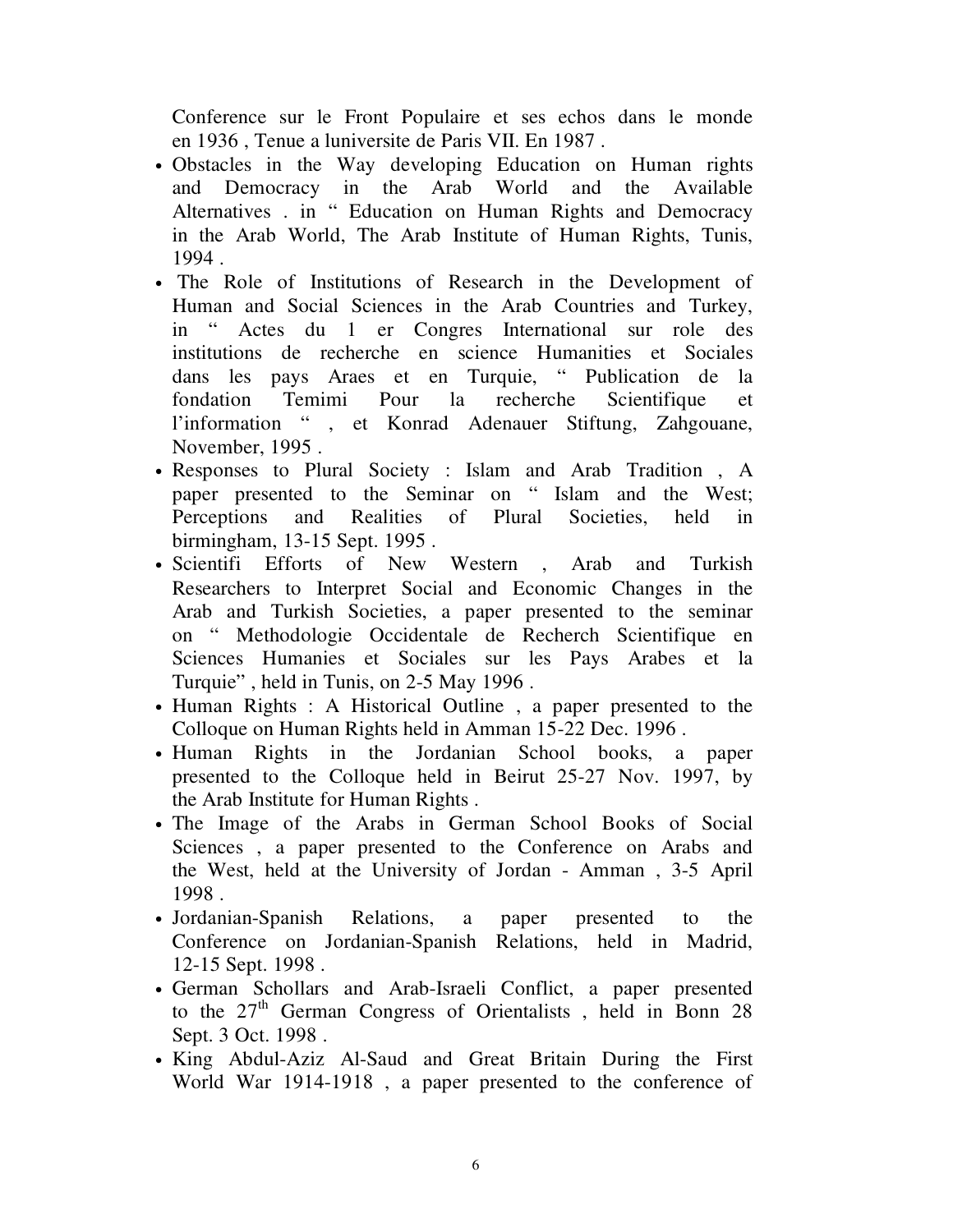Conference sur le Front Populaire et ses echos dans le monde en 1936 , Tenue a luniversite de Paris VII. En 1987 .

- Obstacles in the Way developing Education on Human rights and Democracy in the Arab World and the Available Alternatives . in " Education on Human Rights and Democracy in the Arab World, The Arab Institute of Human Rights, Tunis, 1994 .
- The Role of Institutions of Research in the Development of Human and Social Sciences in the Arab Countries and Turkey, in " Actes du 1 er Congres International sur role des institutions de recherche en science Humanities et Sociales dans les pays Araes et en Turquie, " Publication de la fondation Temimi Pour la recherche Scientifique et l'information " , et Konrad Adenauer Stiftung, Zahgouane, November, 1995 .
- Responses to Plural Society : Islam and Arab Tradition , A paper presented to the Seminar on " Islam and the West; Perceptions and Realities of Plural Societies, held in birmingham, 13-15 Sept. 1995 .
- Scientifi Efforts of New Western , Arab and Turkish Researchers to Interpret Social and Economic Changes in the Arab and Turkish Societies, a paper presented to the seminar on " Methodologie Occidentale de Recherch Scientifique en Sciences Humanies et Sociales sur les Pays Arabes et la Turquie" , held in Tunis, on 2-5 May 1996 .
- Human Rights : A Historical Outline , a paper presented to the Colloque on Human Rights held in Amman 15-22 Dec. 1996 .
- Human Rights in the Jordanian School books, a paper presented to the Colloque held in Beirut 25-27 Nov. 1997, by the Arab Institute for Human Rights .
- The Image of the Arabs in German School Books of Social Sciences , a paper presented to the Conference on Arabs and the West, held at the University of Jordan - Amman , 3-5 April 1998 .
- Jordanian-Spanish Relations, a paper presented to the Conference on Jordanian-Spanish Relations, held in Madrid, 12-15 Sept. 1998 .
- German Schollars and Arab-Israeli Conflict, a paper presented to the 27th German Congress of Orientalists , held in Bonn 28 Sept. 3 Oct. 1998 .
- King Abdul-Aziz Al-Saud and Great Britain During the First World War 1914-1918 , a paper presented to the conference of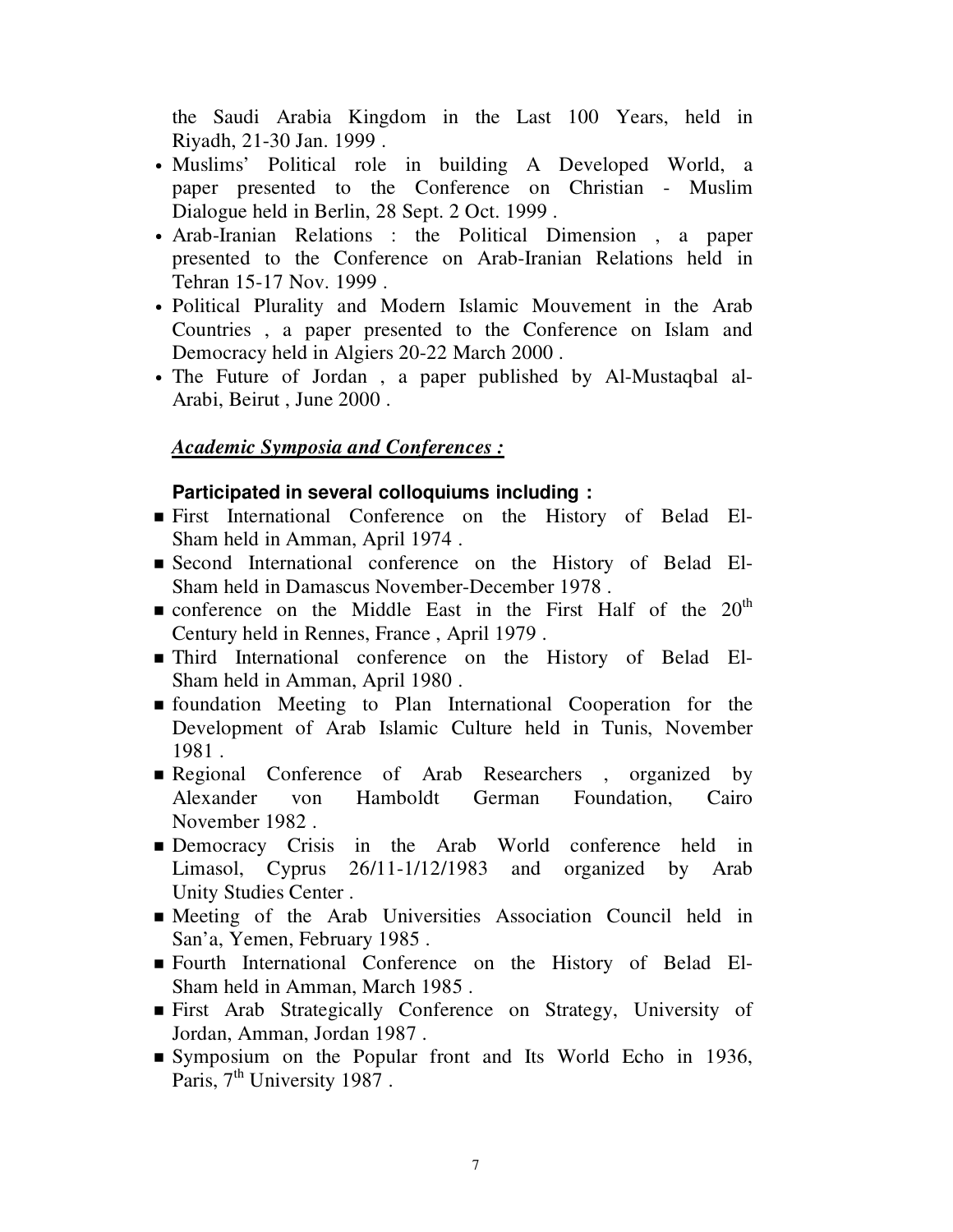the Saudi Arabia Kingdom in the Last 100 Years, held in Riyadh, 21-30 Jan. 1999 .

- Muslims' Political role in building A Developed World, a paper presented to the Conference on Christian - Muslim Dialogue held in Berlin, 28 Sept. 2 Oct. 1999 .
- Arab-Iranian Relations : the Political Dimension , a paper presented to the Conference on Arab-Iranian Relations held in Tehran 15-17 Nov. 1999 .
- Political Plurality and Modern Islamic Mouvement in the Arab Countries , a paper presented to the Conference on Islam and Democracy held in Algiers 20-22 March 2000 .
- The Future of Jordan , a paper published by Al-Mustaqbal al-Arabi, Beirut , June 2000 .

***Academic Symposia and Conferences :***

**Participated in several colloquiums including :**

- First International Conference on the History of Belad El-Sham held in Amman, April 1974 .
- Second International conference on the History of Belad El-Sham held in Damascus November-December 1978 .
- conference on the Middle East in the First Half of the 20th Century held in Rennes, France , April 1979 .
- Third International conference on the History of Belad El-Sham held in Amman, April 1980 .
- foundation Meeting to Plan International Cooperation for the Development of Arab Islamic Culture held in Tunis, November 1981 .
- Regional Conference of Arab Researchers , organized by Alexander von Hamboldt German Foundation, Cairo November 1982 .
- Democracy Crisis in the Arab World conference held in Limasol, Cyprus 26/11-1/12/1983 and organized by Arab Unity Studies Center .
- Meeting of the Arab Universities Association Council held in San'a, Yemen, February 1985 .
- Fourth International Conference on the History of Belad El-Sham held in Amman, March 1985 .
- First Arab Strategically Conference on Strategy, University of Jordan, Amman, Jordan 1987 .
- Symposium on the Popular front and Its World Echo in 1936, Paris, 7th University 1987 .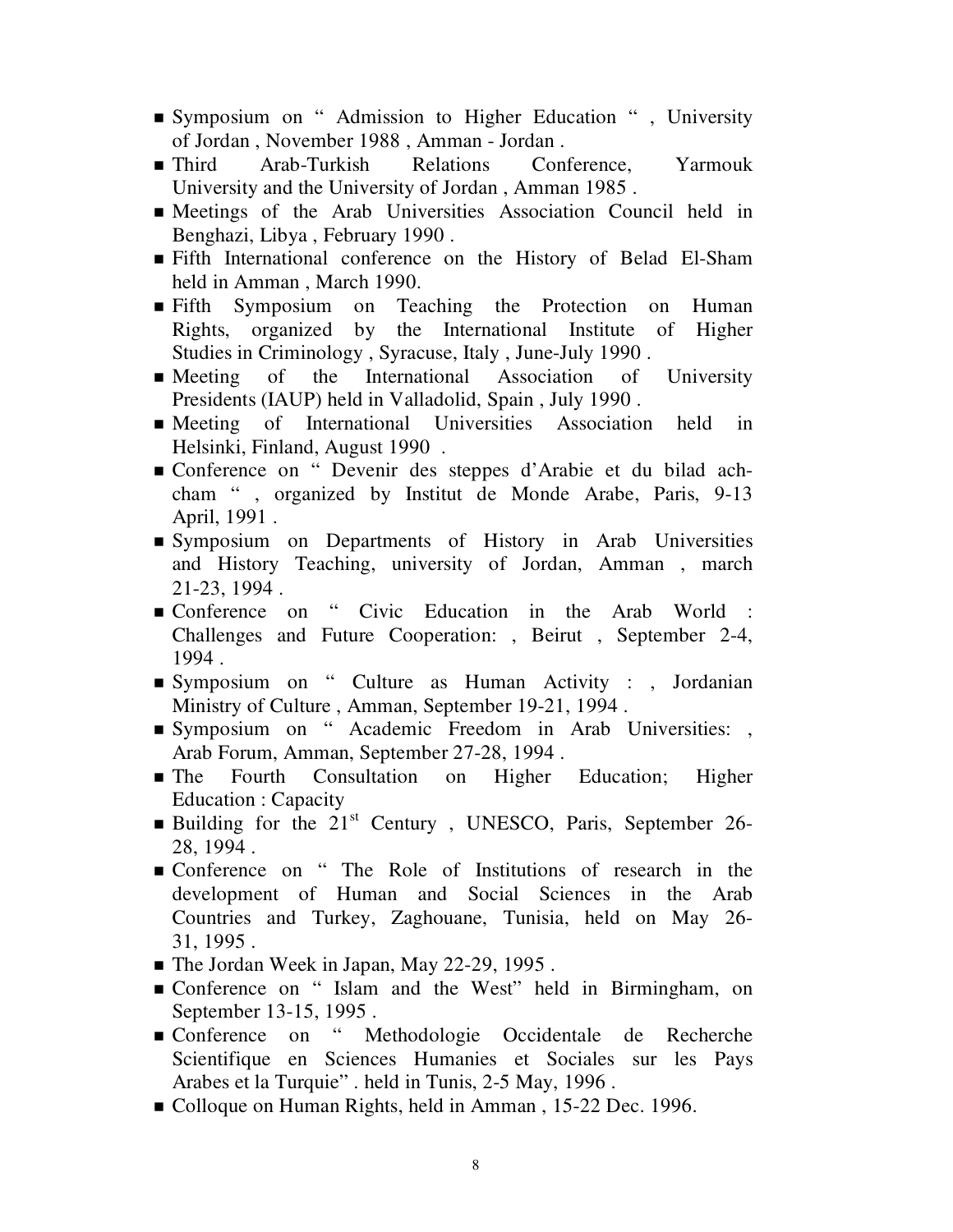- Symposium on " Admission to Higher Education " , University of Jordan , November 1988 , Amman - Jordan .
- Third Arab-Turkish Relations Conference, Yarmouk University and the University of Jordan , Amman 1985 .
- Meetings of the Arab Universities Association Council held in Benghazi, Libya , February 1990 .
- Fifth International conference on the History of Belad El-Sham held in Amman , March 1990.
- Fifth Symposium on Teaching the Protection on Human Rights, organized by the International Institute of Higher Studies in Criminology , Syracuse, Italy , June-July 1990 .
- Meeting of the International Association of University Presidents (IAUP) held in Valladolid, Spain , July 1990 .
- Meeting of International Universities Association held in Helsinki, Finland, August 1990 .
- Conference on " Devenir des steppes d'Arabie et du bilad ach-cham " , organized by Institut de Monde Arabe, Paris, 9-13 April, 1991 .
- Symposium on Departments of History in Arab Universities and History Teaching, university of Jordan, Amman , march 21-23, 1994 .
- Conference on " Civic Education in the Arab World : Challenges and Future Cooperation: , Beirut , September 2-4, 1994 .
- Symposium on " Culture as Human Activity : , Jordanian Ministry of Culture , Amman, September 19-21, 1994 .
- Symposium on " Academic Freedom in Arab Universities: , Arab Forum, Amman, September 27-28, 1994 .
- The Fourth Consultation on Higher Education; Higher Education : Capacity
- Building for the 21st Century , UNESCO, Paris, September 26-28, 1994 .
- Conference on " The Role of Institutions of research in the development of Human and Social Sciences in the Arab Countries and Turkey, Zaghouane, Tunisia, held on May 26-31, 1995 .
- The Jordan Week in Japan, May 22-29, 1995 .
- Conference on " Islam and the West" held in Birmingham, on September 13-15, 1995 .
- Conference on " Methodologie Occidentale de Recherche Scientifique en Sciences Humanies et Sociales sur les Pays Arabes et la Turquie" . held in Tunis, 2-5 May, 1996 .
- Colloque on Human Rights, held in Amman , 15-22 Dec. 1996.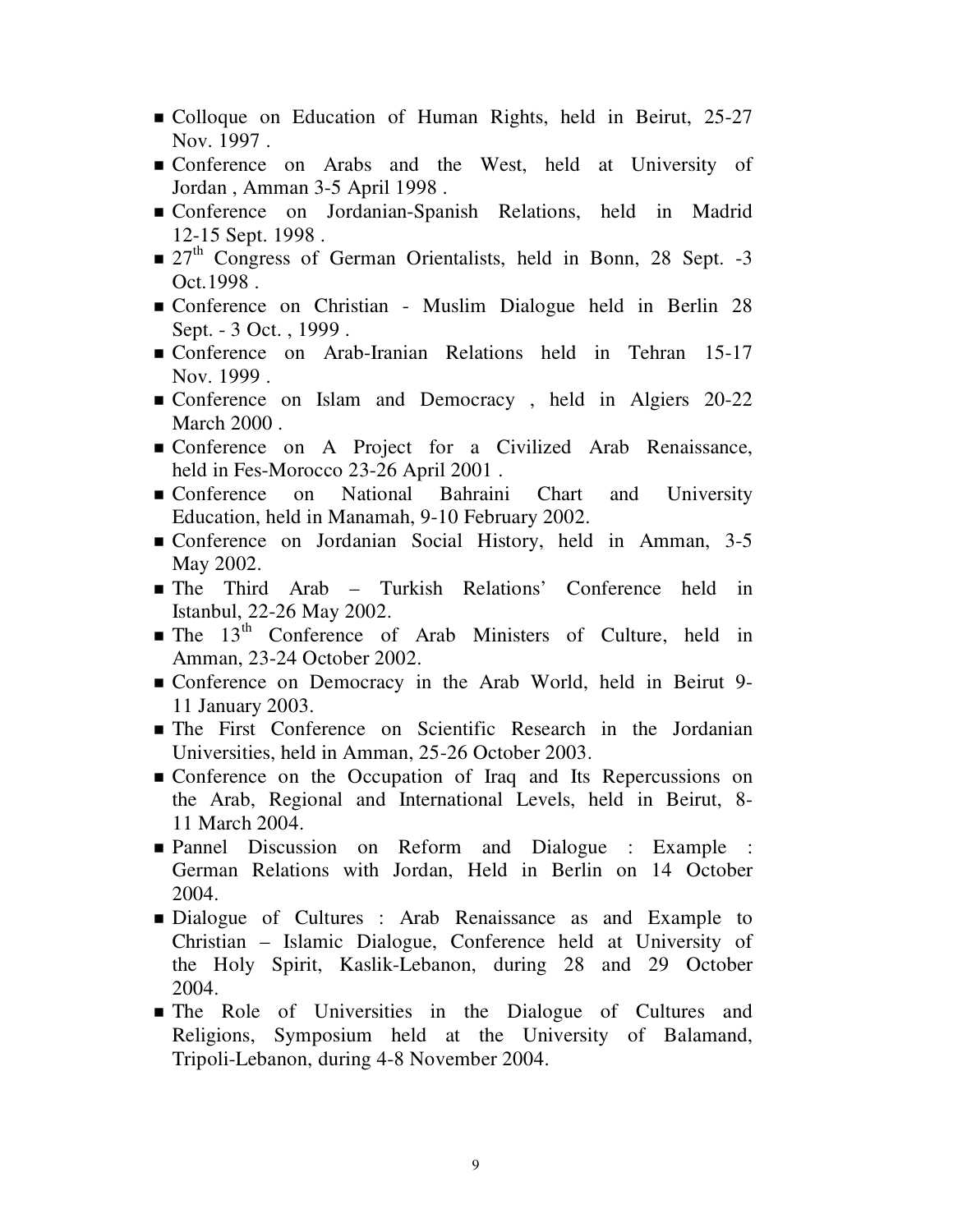- Colloque on Education of Human Rights, held in Beirut, 25-27 Nov. 1997 .
- Conference on Arabs and the West, held at University of Jordan , Amman 3-5 April 1998 .
- Conference on Jordanian-Spanish Relations, held in Madrid 12-15 Sept. 1998 .
- 27th Congress of German Orientalists, held in Bonn, 28 Sept. -3 Oct.1998 .
- Conference on Christian - Muslim Dialogue held in Berlin 28 Sept. - 3 Oct. , 1999 .
- Conference on Arab-Iranian Relations held in Tehran 15-17 Nov. 1999 .
- Conference on Islam and Democracy , held in Algiers 20-22 March 2000 .
- Conference on A Project for a Civilized Arab Renaissance, held in Fes-Morocco 23-26 April 2001 .
- Conference on National Bahraini Chart and University Education, held in Manamah, 9-10 February 2002.
- Conference on Jordanian Social History, held in Amman, 3-5 May 2002.
- The Third Arab – Turkish Relations' Conference held in Istanbul, 22-26 May 2002.
- The 13th Conference of Arab Ministers of Culture, held in Amman, 23-24 October 2002.
- Conference on Democracy in the Arab World, held in Beirut 9-11 January 2003.
- The First Conference on Scientific Research in the Jordanian Universities, held in Amman, 25-26 October 2003.
- Conference on the Occupation of Iraq and Its Repercussions on the Arab, Regional and International Levels, held in Beirut, 8-11 March 2004.
- Pannel Discussion on Reform and Dialogue : Example : German Relations with Jordan, Held in Berlin on 14 October 2004.
- Dialogue of Cultures : Arab Renaissance as and Example to Christian – Islamic Dialogue, Conference held at University of the Holy Spirit, Kaslik-Lebanon, during 28 and 29 October 2004.
- The Role of Universities in the Dialogue of Cultures and Religions, Symposium held at the University of Balamand, Tripoli-Lebanon, during 4-8 November 2004.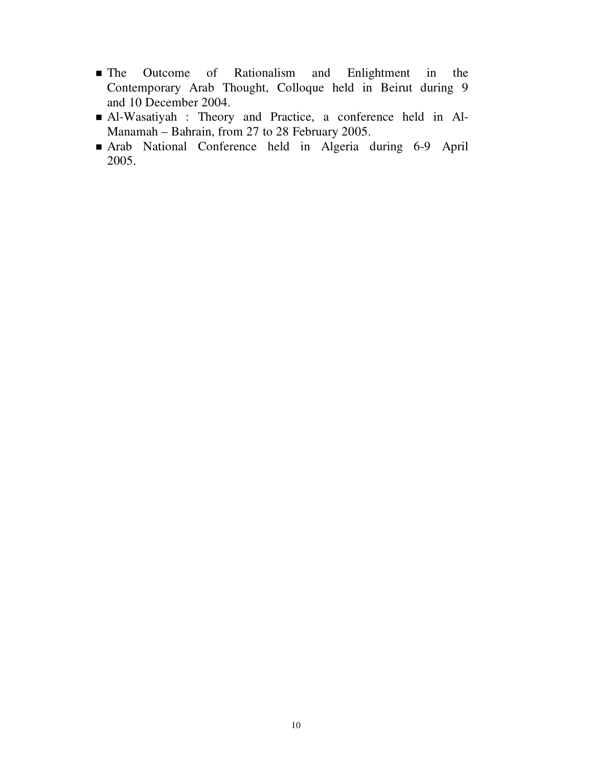- The Outcome of Rationalism and Enlightment in the Contemporary Arab Thought, Colloque held in Beirut during 9 and 10 December 2004.
- Al-Wasatiyah : Theory and Practice, a conference held in Al-Manamah – Bahrain, from 27 to 28 February 2005.
- Arab National Conference held in Algeria during 6-9 April 2005.